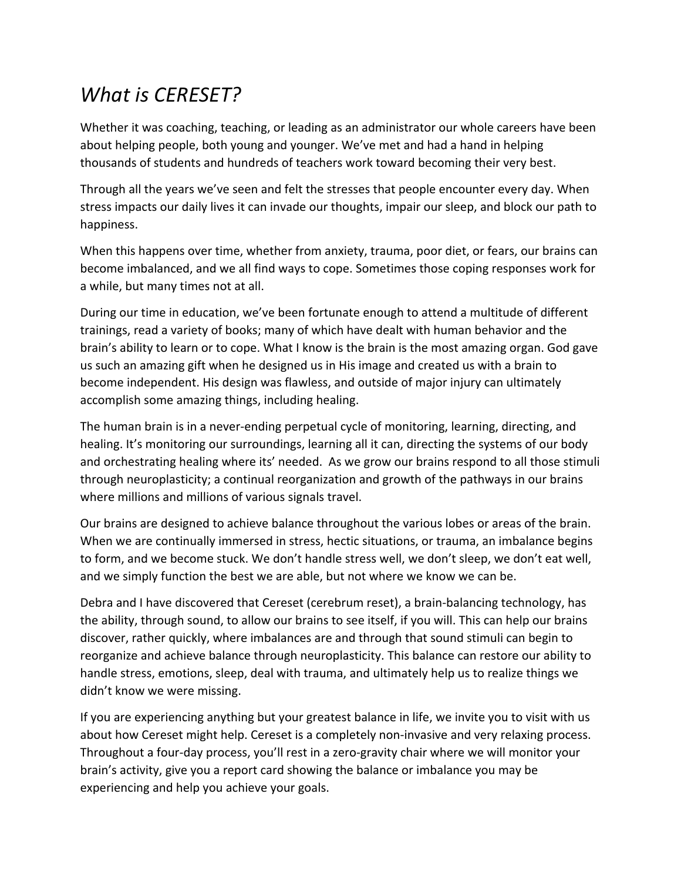# *What is CERESET?*

Whether it was coaching, teaching, or leading as an administrator our whole careers have been about helping people, both young and younger. We've met and had a hand in helping thousands of students and hundreds of teachers work toward becoming their very best.

Through all the years we've seen and felt the stresses that people encounter every day. When stress impacts our daily lives it can invade our thoughts, impair our sleep, and block our path to happiness.

When this happens over time, whether from anxiety, trauma, poor diet, or fears, our brains can become imbalanced, and we all find ways to cope. Sometimes those coping responses work for a while, but many times not at all.

During our time in education, we've been fortunate enough to attend a multitude of different trainings, read a variety of books; many of which have dealt with human behavior and the brain's ability to learn or to cope. What I know is the brain is the most amazing organ. God gave us such an amazing gift when he designed us in His image and created us with a brain to become independent. His design was flawless, and outside of major injury can ultimately accomplish some amazing things, including healing.

The human brain is in a never-ending perpetual cycle of monitoring, learning, directing, and healing. It's monitoring our surroundings, learning all it can, directing the systems of our body and orchestrating healing where its' needed. As we grow our brains respond to all those stimuli through neuroplasticity; a continual reorganization and growth of the pathways in our brains where millions and millions of various signals travel.

Our brains are designed to achieve balance throughout the various lobes or areas of the brain. When we are continually immersed in stress, hectic situations, or trauma, an imbalance begins to form, and we become stuck. We don't handle stress well, we don't sleep, we don't eat well, and we simply function the best we are able, but not where we know we can be.

Debra and I have discovered that Cereset (cerebrum reset), a brain-balancing technology, has the ability, through sound, to allow our brains to see itself, if you will. This can help our brains discover, rather quickly, where imbalances are and through that sound stimuli can begin to reorganize and achieve balance through neuroplasticity. This balance can restore our ability to handle stress, emotions, sleep, deal with trauma, and ultimately help us to realize things we didn't know we were missing.

If you are experiencing anything but your greatest balance in life, we invite you to visit with us about how Cereset might help. Cereset is a completely non-invasive and very relaxing process. Throughout a four-day process, you'll rest in a zero-gravity chair where we will monitor your brain's activity, give you a report card showing the balance or imbalance you may be experiencing and help you achieve your goals.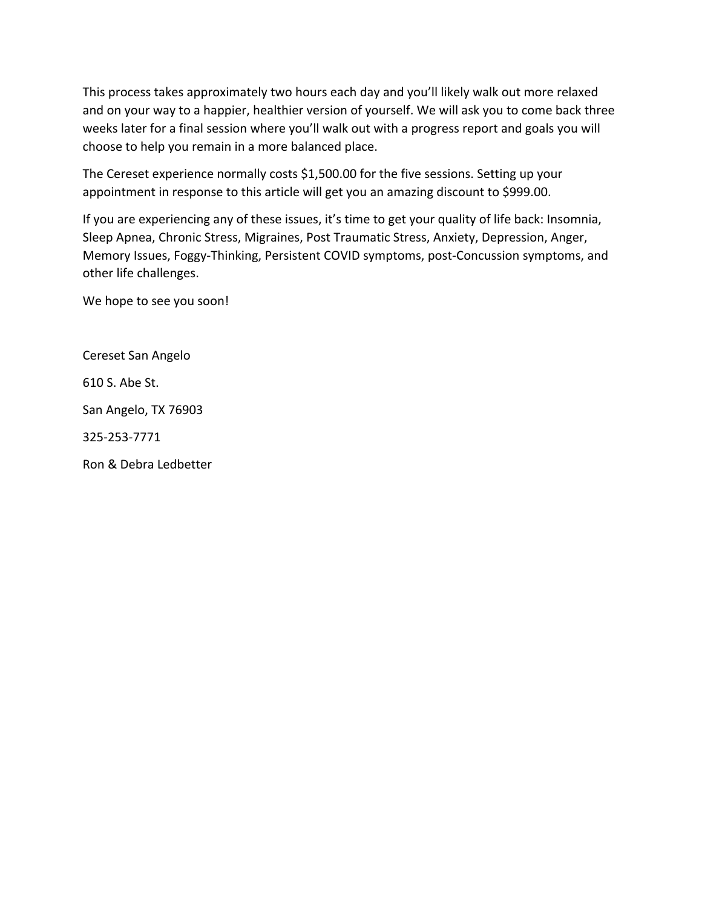This process takes approximately two hours each day and you'll likely walk out more relaxed and on your way to a happier, healthier version of yourself. We will ask you to come back three weeks later for a final session where you'll walk out with a progress report and goals you will choose to help you remain in a more balanced place.

The Cereset experience normally costs $1,500.00 for the five sessions. Setting up your appointment in response to this article will get you an amazing discount to $999.00.

If you are experiencing any of these issues, it's time to get your quality of life back: Insomnia, Sleep Apnea, Chronic Stress, Migraines, Post Traumatic Stress, Anxiety, Depression, Anger, Memory Issues, Foggy-Thinking, Persistent COVID symptoms, post-Concussion symptoms, and other life challenges.

We hope to see you soon!

Cereset San Angelo

610 S. Abe St.

San Angelo, TX 76903

325-253-7771

Ron & Debra Ledbetter